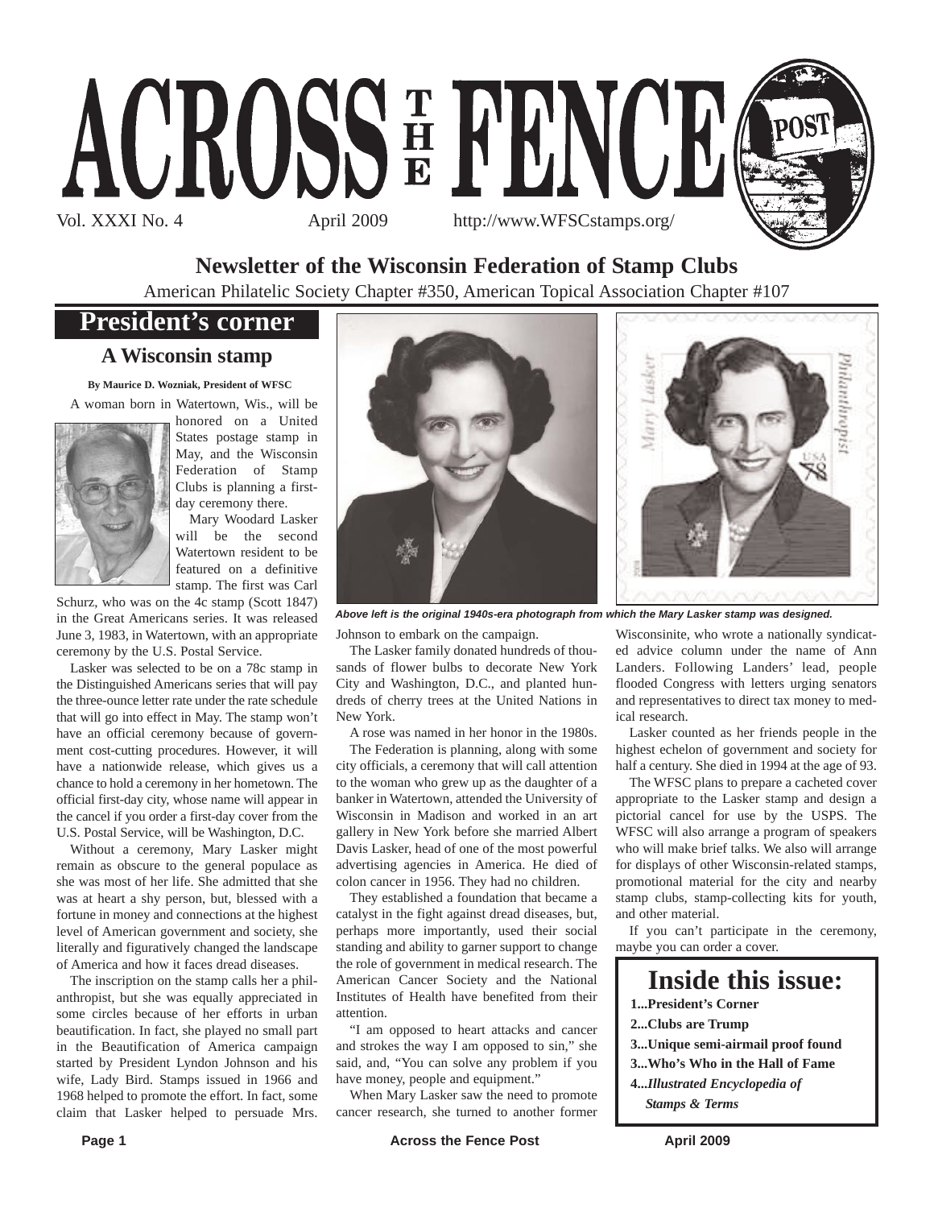# ACROSS THE FENCE POST

Vol. XXXI No. 4 April 2009 http://www.WFSCstamps.org/

## Newsletter of the Wisconsin Federation of Stamp Clubs

American Philatelic Society Chapter #350, American Topical Association Chapter #107

## President's corner

### A Wisconsin stamp

**By Maurice D. Wozniak, President of WFSC**

A woman born in Watertown, Wis., will be honored on a United States postage stamp in May, and the Wisconsin Federation of Stamp Clubs is planning a first-day ceremony there.

Mary Woodard Lasker will be the second Watertown resident to be featured on a definitive stamp. The first was Carl Schurz, who was on the 4c stamp (Scott 1847) in the Great Americans series. It was released June 3, 1983, in Watertown, with an appropriate ceremony by the U.S. Postal Service.

Lasker was selected to be on a 78c stamp in the Distinguished Americans series that will pay the three-ounce letter rate under the rate schedule that will go into effect in May. The stamp won't have an official ceremony because of government cost-cutting procedures. However, it will have a nationwide release, which gives us a chance to hold a ceremony in her hometown. The official first-day city, whose name will appear in the cancel if you order a first-day cover from the U.S. Postal Service, will be Washington, D.C.

Without a ceremony, Mary Lasker might remain as obscure to the general populace as she was most of her life. She admitted that she was at heart a shy person, but, blessed with a fortune in money and connections at the highest level of American government and society, she literally and figuratively changed the landscape of America and how it faces dread diseases.

The inscription on the stamp calls her a philanthropist, but she was equally appreciated in some circles because of her efforts in urban beautification. In fact, she played no small part in the Beautification of America campaign started by President Lyndon Johnson and his wife, Lady Bird. Stamps issued in 1966 and 1968 helped to promote the effort. In fact, some claim that Lasker helped to persuade Mrs. Johnson to embark on the campaign.

*Above left is the original 1940s-era photograph from which the Mary Lasker stamp was designed.*

The Lasker family donated hundreds of thousands of flower bulbs to decorate New York City and Washington, D.C., and planted hundreds of cherry trees at the United Nations in New York.

A rose was named in her honor in the 1980s.

The Federation is planning, along with some city officials, a ceremony that will call attention to the woman who grew up as the daughter of a banker in Watertown, attended the University of Wisconsin in Madison and worked in an art gallery in New York before she married Albert Davis Lasker, head of one of the most powerful advertising agencies in America. He died of colon cancer in 1956. They had no children.

They established a foundation that became a catalyst in the fight against dread diseases, but, perhaps more importantly, used their social standing and ability to garner support to change the role of government in medical research. The American Cancer Society and the National Institutes of Health have benefited from their attention.

"I am opposed to heart attacks and cancer and strokes the way I am opposed to sin," she said, and, "You can solve any problem if you have money, people and equipment."

When Mary Lasker saw the need to promote cancer research, she turned to another former Wisconsinite, who wrote a nationally syndicated advice column under the name of Ann Landers. Following Landers' lead, people flooded Congress with letters urging senators and representatives to direct tax money to medical research.

Lasker counted as her friends people in the highest echelon of government and society for half a century. She died in 1994 at the age of 93.

The WFSC plans to prepare a cacheted cover appropriate to the Lasker stamp and design a pictorial cancel for use by the USPS. The WFSC will also arrange a program of speakers who will make brief talks. We also will arrange for displays of other Wisconsin-related stamps, promotional material for the city and nearby stamp clubs, stamp-collecting kits for youth, and other material.

If you can't participate in the ceremony, maybe you can order a cover.

## Inside this issue:

**1...President's Corner**

**2...Clubs are Trump**

**3...Unique semi-airmail proof found**

**3...Who's Who in the Hall of Fame**

**4...*Illustrated Encyclopedia of Stamps & Terms***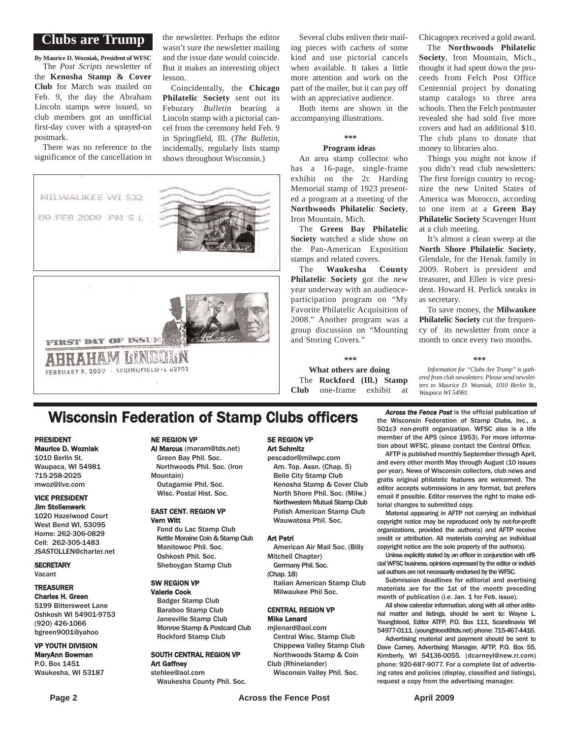## Clubs are Trump

**By Maurice D. Wozniak, President of WFSC**

The *Post Scripts* newsletter of the **Kenosha Stamp & Cover Club** for March was mailed on Feb. 9, the day the Abraham Lincoln stamps were issued, so club members got an unofficial first-day cover with a sprayed-on postmark.

There was no reference to the significance of the cancellation in the newsletter. Perhaps the editor wasn't sure the newsletter mailing and the issue date would coincide. But it makes an interesting object lesson.

Coincidentally, the **Chicago Philatelic Society** sent out its Feburary *Bulletin* bearing a Lincoln stamp with a pictorial cancel from the ceremony held Feb. 9 in Springfield, Ill. (*The Bulletin*, incidentally, regularly lists stamp shows throughout Wisconsin.)

Several clubs enliven their mailing pieces with cachets of some kind and use pictorial cancels when available. It takes a little more attention and work on the part of the mailer, but it can pay off with an appreciative audience.

Both items are shown in the accompanying illustrations.

\*\*\*

### Program ideas

An area stamp collector who has a 16-page, single-frame exhibit on the 2c Harding Memorial stamp of 1923 presented a program at a meeting of the **Northwoods Philatelic Society**, Iron Mountain, Mich.

The **Green Bay Philatelic Society** watched a slide show on the Pan-American Exposition stamps and related covers.

The **Waukesha County Philatelic Society** got the new year underway with an audience-participation program on "My Favorite Philatelic Acquisition of 2008." Another program was a group discussion on "Mounting and Storing Covers."

\*\*\*

### What others are doing

The **Rockford (Ill.) Stamp Club** one-frame exhibit at Chicagopex received a gold award.

The **Northwoods Philatelic Society**, Iron Mountain, Mich., thought it had spent down the proceeds from Felch Post Office Centennial project by donating stamp catalogs to three area schools. Then the Felch postmaster revealed she had sold five more covers and had an additional $10. The club plans to donate that money to libraries also.

Things you might not know if you didn't read club newsletters: The first foreign country to recognize the new United States of America was Morocco, according to one item at a **Green Bay Philatelic Society** Scavenger Hunt at a club meeting.

It's almost a clean sweep at the **North Shore Philatelic Society**, Glendale, for the Henak family in 2009. Robert is president and treasurer, and Ellen is vice president. Howard H. Perlick sneaks in as secretary.

To save money, the **Milwaukee Philatelic Society** cut the frequency of its newsletter from once a month to once every two months.

\*\*\*

*Information for "Clubs Are Trump" is gathered from club newsletters. Please send newsletters to Maurice D. Wozniak, 1010 Berlin St., Waupaca WI 54981.*

## Wisconsin Federation of Stamp Clubs officers

**PRESIDENT**
**Maurice D. Wozniak**
1010 Berlin St.
Waupaca, WI 54981
715-258-2025
mwoz@live.com

**VICE PRESIDENT**
**Jim Stollenwerk**
1020 Hazelwood Court
West Bend WI, 53095
Home: 262-306-0829
Cell: 262-305-1483
JSASTOLLEN@charter.net

**SECRETARY**
Vacant

**TREASURER**
**Charles H. Green**
5199 Bittersweet Lane
Oshkosh WI 54901-9753
(920) 426-1066
bgreen9001@yahoo

**VP YOUTH DIVISION**
**MaryAnn Bowman**
P.O. Box 1451
Waukesha, WI 53187

**NE REGION VP**
**Al Marcus** (maram@tds.net)
Green Bay Phil. Soc.
Northwoods Phil. Soc. (Iron Mountain)
Outagamie Phil. Soc.
Wisc. Postal Hist. Soc.

**EAST CENT. REGION VP**
**Vern Witt**
Fond du Lac Stamp Club
Kettle Moraine Coin & Stamp Club
Manitowoc Phil. Soc.
Oshkosh Phil. Soc.
Sheboygan Stamp Club

**SW REGION VP**
**Valerie Cook**
Badger Stamp Club
Baraboo Stamp Club
Janesville Stamp Club
Monroe Stamp & Postcard Club
Rockford Stamp Club

**SOUTH CENTRAL REGION VP**
**Art Gaffney**
stehlee@aol.com
Waukesha County Phil. Soc.

**SE REGION VP**
**Art Schmitz**
pescador@milwpc.com
Am. Top. Assn. (Chap. 5)
Belle City Stamp Club
Kenosha Stamp & Cover Club
North Shore Phil. Soc. (Milw.)
Northwestern Mutual Stamp Club
Polish American Stamp Club
Wauwatosa Phil. Soc.

**Art Petri**
American Air Mail Soc. (Billy Mitchell Chapter)
Germany Phil. Soc. (Chap. 18)
Italian American Stamp Club
Milwaukee Phil Soc.

**CENTRAL REGION VP**
**Mike Lenard**
mjlenard@aol.com
Central Wisc. Stamp Club
Chippewa Valley Stamp Club
Northwoods Stamp & Coin Club (Rhinelander)
Wisconsin Valley Phil. Soc.

***Across the Fence Post*** is the official publication of the Wisconsin Federation of Stamp Clubs, Inc., a 501c3 non-profit organization. WFSC also is a life member of the APS (since 1953). For more information about WFSC, please contact the Central Office.

AFTP is published monthly September through April, and every other month May through August (10 issues per year). News of Wisconsin collectors, club news and gratis original philatelic features are welcomed. The editor accepts submissions in any format, but prefers email if possible. Editor reserves the right to make editorial changes to submitted copy.

Material appearing in AFTP not carrying an individual copyright notice may be reproduced only by not-for-profit organizations, provided the author(s) and AFTP receive credit or attribution. All materials carrying an individual copyright notice are the sole property of the author(s).

Unless explicitly stated by an officer in conjunction with official WFSC business, opinions expressed by the editor or individual authors are not necessarily endorsed by the WFSC.

Submission deadlines for editorial and advertising materials are for the 1st of the month preceding month of publication (i.e. Jan. 1 for Feb. issue).

All show calendar information, along with all other editorial matter and listings, should be sent to: Wayne L. Youngblood, Editor ATFP, P.O. Box 111, Scandinavia WI 54977-0111. (youngblood@tds.net) phone: 715-467-4416.

Advertising material and payment should be sent to Dave Carney, Advertising Manager, AFTP, P.O. Box 55, Kimberly, WI 54136-0055. (dcarneyl@new.rr.com) phone: 920-687-9077. For a complete list of advertising rates and policies (display, classified and listings), request a copy from the advertising manager.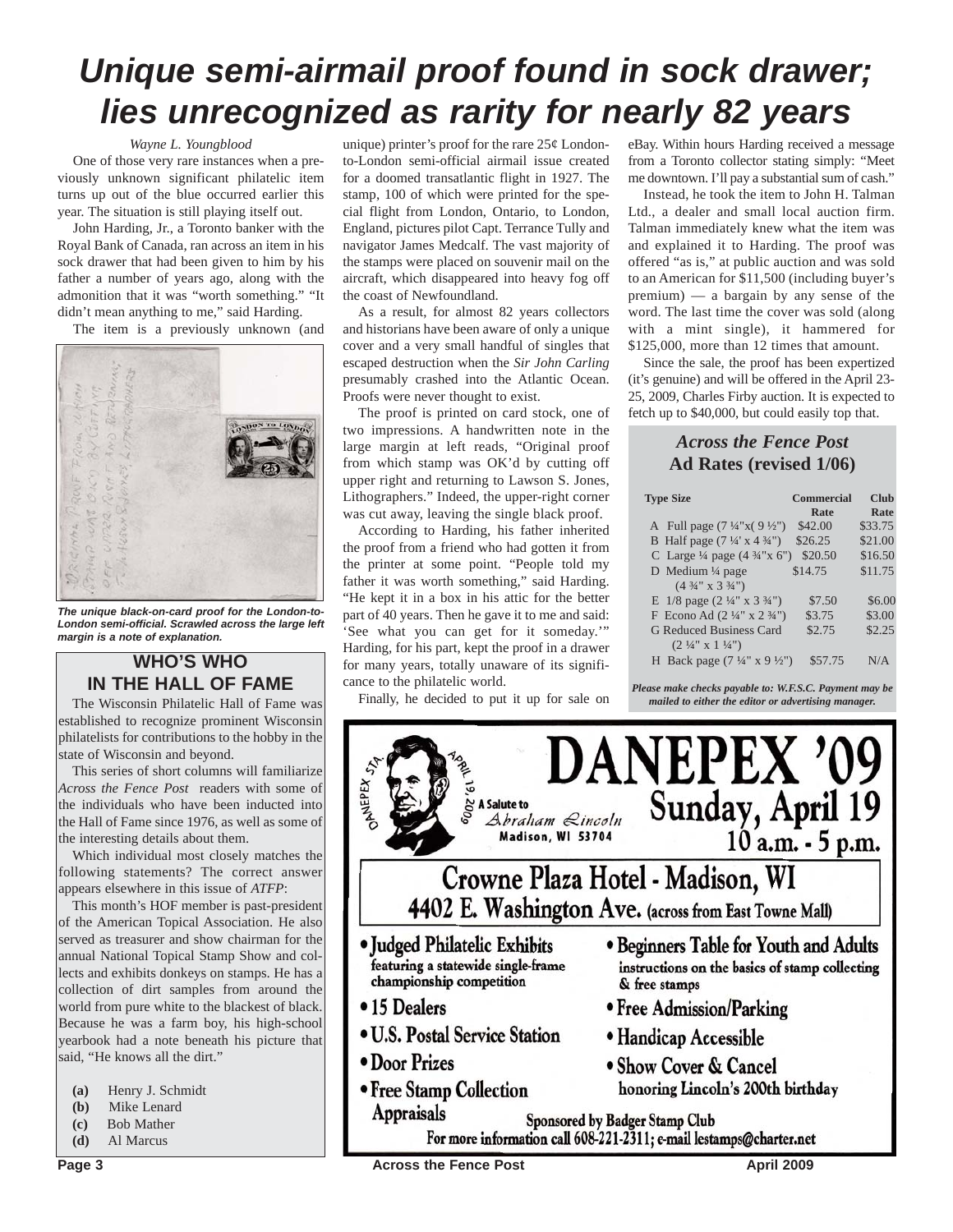# *Unique semi-airmail proof found in sock drawer; lies unrecognized as rarity for nearly 82 years*

*Wayne L. Youngblood*

One of those very rare instances when a previously unknown significant philatelic item turns up out of the blue occurred earlier this year. The situation is still playing itself out.

John Harding, Jr., a Toronto banker with the Royal Bank of Canada, ran across an item in his sock drawer that had been given to him by his father a number of years ago, along with the admonition that it was "worth something." "It didn't mean anything to me," said Harding.

The item is a previously unknown (and unique) printer's proof for the rare 25¢ London-to-London semi-official airmail issue created for a doomed transatlantic flight in 1927. The stamp, 100 of which were printed for the special flight from London, Ontario, to London, England, pictures pilot Capt. Terrance Tully and navigator James Medcalf. The vast majority of the stamps were placed on souvenir mail on the aircraft, which disappeared into heavy fog off the coast of Newfoundland.

*The unique black-on-card proof for the London-to-London semi-official. Scrawled across the large left margin is a note of explanation.*

As a result, for almost 82 years collectors and historians have been aware of only a unique cover and a very small handful of singles that escaped destruction when the *Sir John Carling* presumably crashed into the Atlantic Ocean. Proofs were never thought to exist.

The proof is printed on card stock, one of two impressions. A handwritten note in the large margin at left reads, "Original proof from which stamp was OK'd by cutting off upper right and returning to Lawson S. Jones, Lithographers." Indeed, the upper-right corner was cut away, leaving the single black proof.

According to Harding, his father inherited the proof from a friend who had gotten it from the printer at some point. "People told my father it was worth something," said Harding. "He kept it in a box in his attic for the better part of 40 years. Then he gave it to me and said: 'See what you can get for it someday.'" Harding, for his part, kept the proof in a drawer for many years, totally unaware of its significance to the philatelic world.

Finally, he decided to put it up for sale on eBay. Within hours Harding received a message from a Toronto collector stating simply: "Meet me downtown. I'll pay a substantial sum of cash."

Instead, he took the item to John H. Talman Ltd., a dealer and small local auction firm. Talman immediately knew what the item was and explained it to Harding. The proof was offered "as is," at public auction and was sold to an American for $11,500 (including buyer's premium) — a bargain by any sense of the word. The last time the cover was sold (along with a mint single), it hammered for $125,000, more than 12 times that amount.

Since the sale, the proof has been expertized (it's genuine) and will be offered in the April 23-25, 2009, Charles Firby auction. It is expected to fetch up to $40,000, but could easily top that.

## WHO'S WHO IN THE HALL OF FAME

The Wisconsin Philatelic Hall of Fame was established to recognize prominent Wisconsin philatelists for contributions to the hobby in the state of Wisconsin and beyond.

This series of short columns will familiarize *Across the Fence Post* readers with some of the individuals who have been inducted into the Hall of Fame since 1976, as well as some of the interesting details about them.

Which individual most closely matches the following statements? The correct answer appears elsewhere in this issue of *ATFP*:

This month's HOF member is past-president of the American Topical Association. He also served as treasurer and show chairman for the annual National Topical Stamp Show and collects and exhibits donkeys on stamps. He has a collection of dirt samples from around the world from pure white to the blackest of black. Because he was a farm boy, his high-school yearbook had a note beneath his picture that said, "He knows all the dirt."

- **(a)** Henry J. Schmidt
- **(b)** Mike Lenard
- **(c)** Bob Mather
- **(d)** Al Marcus

## *Across the Fence Post* Ad Rates (revised 1/06)

| Type Size | Commercial Rate | Club Rate |
|---|---|---|
| A Full page (7 ¼"x( 9 ½") | $42.00 | $33.75 |
| B Half page (7 ¼' x 4 ¾") | $26.25 | $21.00 |
| C Large ¼ page (4 ¾"x 6") | $20.50 | $16.50 |
| D Medium ¼ page (4 ¾" x 3 ¾") | $14.75 | $11.75 |
| E 1/8 page (2 ¼" x 3 ¾") | $7.50 | $6.00 |
| F Econo Ad (2 ¼" x 2 ¾") | $3.75 | $3.00 |
| G Reduced Business Card (2 ¼" x 1 ¼") | $2.75 | $2.25 |
| H Back page (7 ¼" x 9 ½") | $57.75 | N/A |

***Please make checks payable to: W.F.S.C. Payment may be mailed to either the editor or advertising manager.***

# DANEPEX '09

DANEPEX STA. APRIL 19 2009 — A Salute to Abraham Lincoln — Madison, WI 53704

## Sunday, April 19 — 10 a.m. - 5 p.m.

## Crowne Plaza Hotel - Madison, WI
**4402 E. Washington Ave.** (across from East Towne Mall)

- **Judged Philatelic Exhibits** featuring a statewide single-frame championship competition
- **15 Dealers**
- **U.S. Postal Service Station**
- **Door Prizes**
- **Free Stamp Collection Appraisals**
- **Beginners Table for Youth and Adults** instructions on the basics of stamp collecting & free stamps
- **Free Admission/Parking**
- **Handicap Accessible**
- **Show Cover & Cancel** honoring Lincoln's 200th birthday

**Sponsored by Badger Stamp Club**
**For more information call 608-221-2311; e-mail lestamps@charter.net**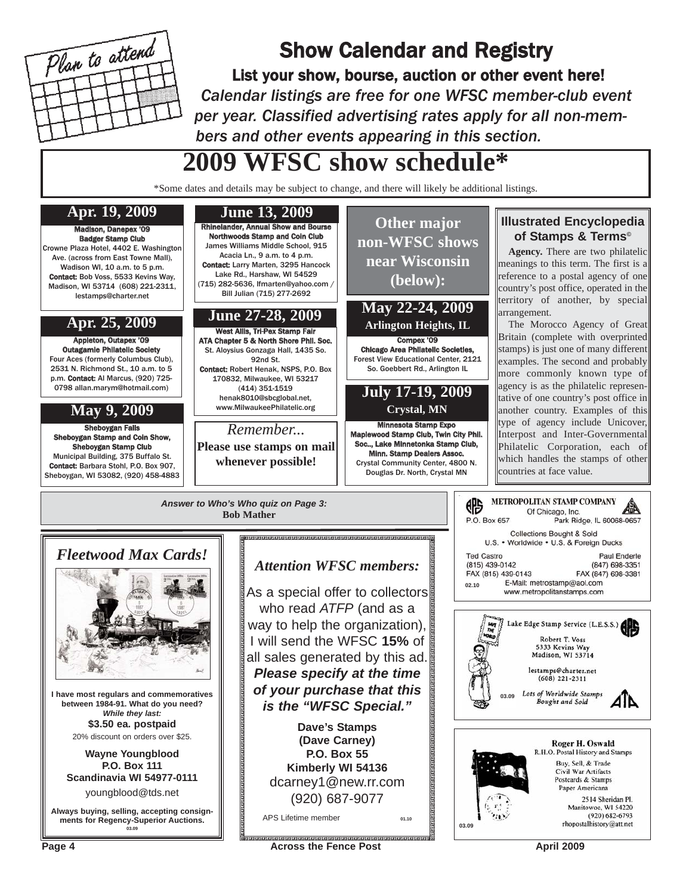Plan to attend

# Show Calendar and Registry

**List your show, bourse, auction or other event here!**

*Calendar listings are free for one WFSC member-club event per year. Classified advertising rates apply for all non-members and other events appearing in this section.*

## 2009 WFSC show schedule*

*Some dates and details may be subject to change, and there will likely be additional listings.

### Apr. 19, 2009

**Madison, Danepex '09**
**Badger Stamp Club**
Crowne Plaza Hotel, 4402 E. Washington Ave. (across from East Towne Mall), Wadison WI, 10 a.m. to 5 p.m.
**Contact:** Bob Voss, 5533 Kevins Way, Madison, WI 53714 (608) 221-2311, lestamps@charter.net

### Apr. 25, 2009

**Appleton, Outapex '09**
**Outagamie Philatelic Society**
Four Aces (formerly Columbus Club), 2531 N. Richmond St., 10 a.m. to 5 p.m. **Contact:** Al Marcus, (920) 725-0798 allan.marym@hotmail.com)

### May 9, 2009

**Sheboygan Falls**
**Sheboygan Stamp and Coin Show, Sheboygan Stamp Club**
Municipal Building, 375 Buffalo St.
**Contact:** Barbara Stohl, P.O. Box 907, Sheboygan, WI 53082, (920) 458-4883

### June 13, 2009

**Rhinelander, Annual Show and Bourse**
**Northwoods Stamp and Coin Club**
James Williams Middle School, 915 Acacia Ln., 9 a.m. to 4 p.m.
**Contact:** Larry Marten, 3295 Hancock Lake Rd., Harshaw, WI 54529 (715) 282-5636, lfmarten@yahoo.com / Bill Julian (715) 277-2692

### June 27-28, 2009

**West Allis, Tri-Pex Stamp Fair**
**ATA Chapter 5 & North Shore Phil. Soc.**
St. Aloysius Gonzaga Hall, 1435 So. 92nd St.
**Contact:** Robert Henak, NSPS, P.O. Box 170832, Milwaukee, WI 53217 (414) 351-1519 henak8010@sbcglobal.net, www.MilwaukeePhilatelic.org

*Remember...*
**Please use stamps on mail whenever possible!**

### Other major non-WFSC shows near Wisconsin (below):

### May 22-24, 2009
**Arlington Heights, IL**

**Compex '09**
**Chicago Area Philatelic Societies,**
Forest View Educational Center, 2121 So. Goebbert Rd., Arlington IL

### July 17-19, 2009
**Crystal, MN**

**Minnesota Stamp Expo**
**Maplewood Stamp Club, Twin City Phil. Soc., Lake Minnetonka Stamp Club, Minn. Stamp Dealers Assoc.**
Crystal Community Center, 4800 N. Douglas Dr. North, Crystal MN

### Illustrated Encyclopedia of Stamps & Terms©

**Agency.** There are two philatelic meanings to this term. The first is a reference to a postal agency of one country's post office, operated in the territory of another, by special arrangement.

The Morocco Agency of Great Britain (complete with overprinted stamps) is just one of many different examples. The second and probably more commonly known type of agency is as the philatelic representative of one country's post office in another country. Examples of this type of agency include Unicover, Interpost and Inter-Governmental Philatelic Corporation, each of which handles the stamps of other countries at face value.

***Answer to Who's Who quiz on Page 3:***
**Bob Mather**

---

**METROPOLITAN STAMP COMPANY**
Of Chicago, Inc.
P.O. Box 657 Park Ridge, IL 60068-0657
Collections Bought & Sold
U.S. • Worldwide • U.S. & Foreign Ducks
Ted Castro (815) 439-0142 FAX (815) 439-0143
Paul Enderle (847) 698-3351 FAX (847) 698-3381
E-Mail: metrostamp@aol.com
www.metropolitanstamps.com
02.10

---

## *Fleetwood Max Cards!*

I have most regulars and commemoratives between 1984-91. What do you need?
*While they last:*
**$3.50 ea. postpaid**
20% discount on orders over $25.

**Wayne Youngblood**
**P.O. Box 111**
**Scandinavia WI 54977-0111**
youngblood@tds.net

**Always buying, selling, accepting consignments for Regency-Superior Auctions.**
03.09

---

## *Attention WFSC members:*

As a special offer to collectors who read *ATFP* (and as a way to help the organization), I will send the WFSC **15%** of all sales generated by this ad. ***Please specify at the time of your purchase that this is the "WFSC Special."***

**Dave's Stamps**
**(Dave Carney)**
**P.O. Box 55**
**Kimberly WI 54136**
dcarney1@new.rr.com
(920) 687-9077

APS Lifetime member 01.10

---

Lake Edge Stamp Service (L.E.S.S.)
Robert T. Voss
5333 Kevins Way
Madison, WI 53714
lestamps@charter.net
(608) 221-2311
*Lots of Worldwide Stamps Bought and Sold*
03.09

---

**Roger H. Oswald**
R.H.O. Postal History and Stamps
Buy, Sell, & Trade
Civil War Artifacts
Postcards & Stamps
Paper Americana
2514 Sheridan Pl.
Manitowoc, WI 54220
(920) 682-6793
rhopostalhistory@att.net
03.09